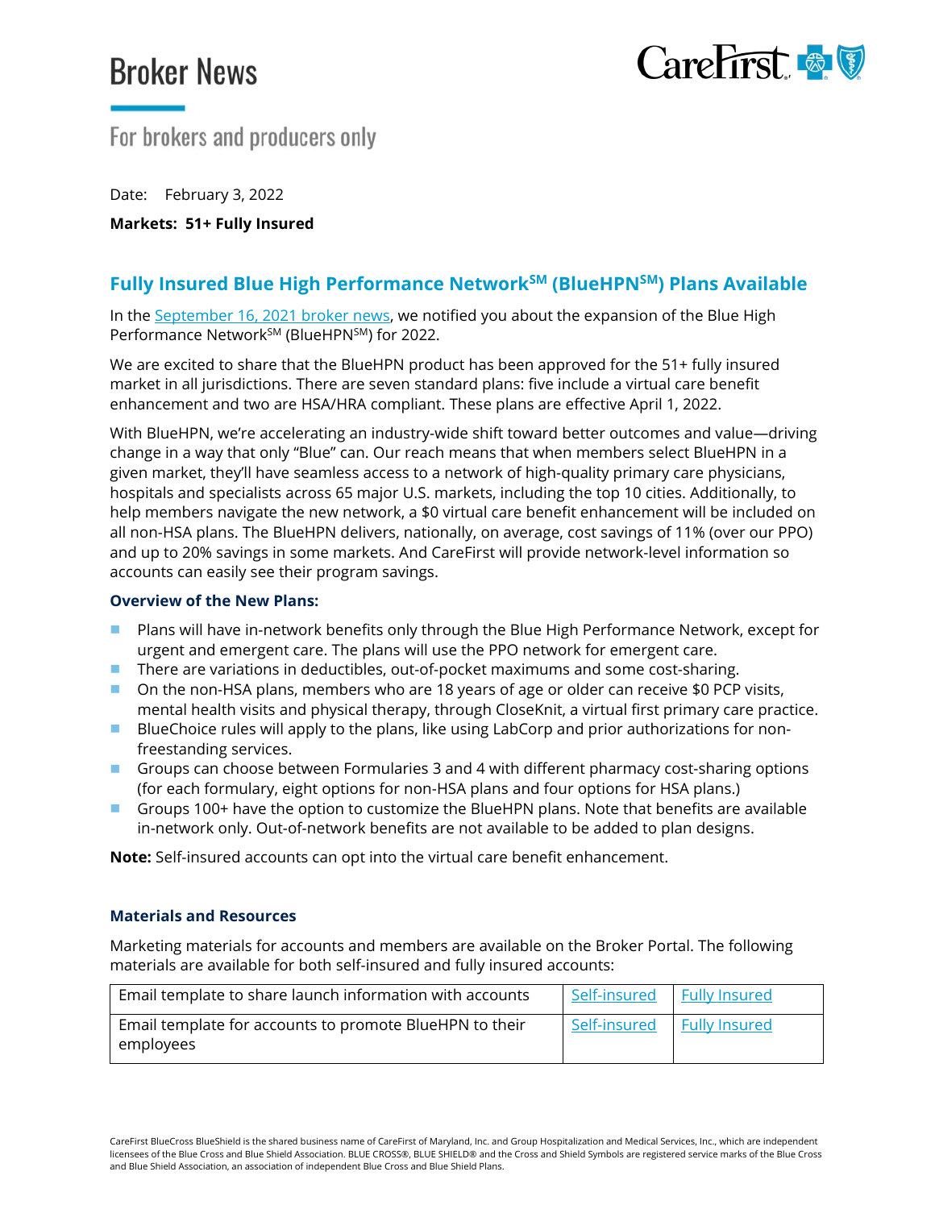# Broker News

For brokers and producers only

Date: February 3, 2022

**Markets: 51+ Fully Insured**

## Fully Insured Blue High Performance Network℠ (BlueHPN℠) Plans Available

In the September 16, 2021 broker news, we notified you about the expansion of the Blue High Performance Network℠ (BlueHPN℠) for 2022.

We are excited to share that the BlueHPN product has been approved for the 51+ fully insured market in all jurisdictions. There are seven standard plans: five include a virtual care benefit enhancement and two are HSA/HRA compliant. These plans are effective April 1, 2022.

With BlueHPN, we're accelerating an industry-wide shift toward better outcomes and value—driving change in a way that only "Blue" can. Our reach means that when members select BlueHPN in a given market, they'll have seamless access to a network of high-quality primary care physicians, hospitals and specialists across 65 major U.S. markets, including the top 10 cities. Additionally, to help members navigate the new network, a $0 virtual care benefit enhancement will be included on all non-HSA plans. The BlueHPN delivers, nationally, on average, cost savings of 11% (over our PPO) and up to 20% savings in some markets. And CareFirst will provide network-level information so accounts can easily see their program savings.

### Overview of the New Plans:

- Plans will have in-network benefits only through the Blue High Performance Network, except for urgent and emergent care. The plans will use the PPO network for emergent care.
- There are variations in deductibles, out-of-pocket maximums and some cost-sharing.
- On the non-HSA plans, members who are 18 years of age or older can receive $0 PCP visits, mental health visits and physical therapy, through CloseKnit, a virtual first primary care practice.
- BlueChoice rules will apply to the plans, like using LabCorp and prior authorizations for non-freestanding services.
- Groups can choose between Formularies 3 and 4 with different pharmacy cost-sharing options (for each formulary, eight options for non-HSA plans and four options for HSA plans.)
- Groups 100+ have the option to customize the BlueHPN plans. Note that benefits are available in-network only. Out-of-network benefits are not available to be added to plan designs.

**Note:** Self-insured accounts can opt into the virtual care benefit enhancement.

### Materials and Resources

Marketing materials for accounts and members are available on the Broker Portal. The following materials are available for both self-insured and fully insured accounts:

| | | |
|---|---|---|
| Email template to share launch information with accounts | Self-insured | Fully Insured |
| Email template for accounts to promote BlueHPN to their employees | Self-insured | Fully Insured |

CareFirst BlueCross BlueShield is the shared business name of CareFirst of Maryland, Inc. and Group Hospitalization and Medical Services, Inc., which are independent licensees of the Blue Cross and Blue Shield Association. BLUE CROSS®, BLUE SHIELD® and the Cross and Shield Symbols are registered service marks of the Blue Cross and Blue Shield Association, an association of independent Blue Cross and Blue Shield Plans.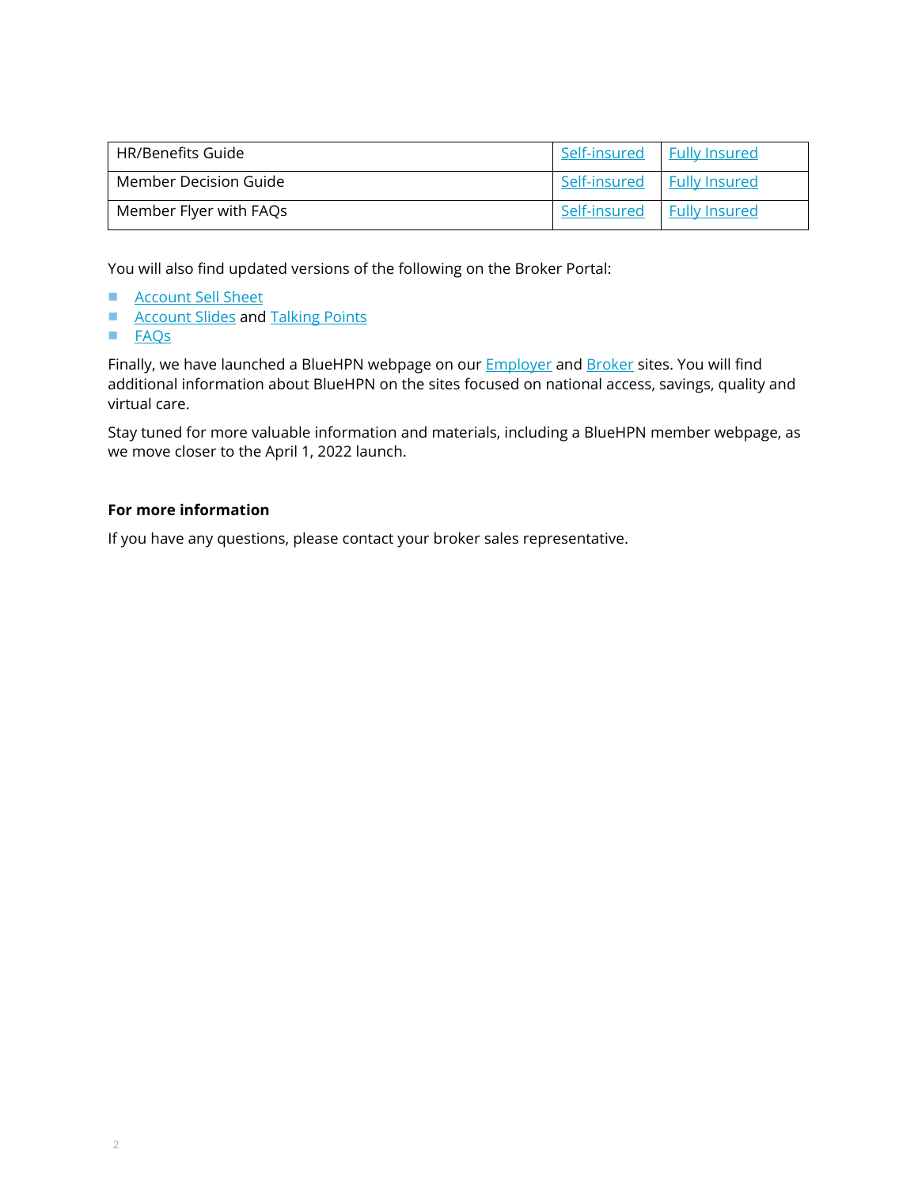| | | |
|---|---|---|
| HR/Benefits Guide | Self-insured | Fully Insured |
| Member Decision Guide | Self-insured | Fully Insured |
| Member Flyer with FAQs | Self-insured | Fully Insured |

You will also find updated versions of the following on the Broker Portal:

- Account Sell Sheet
- Account Slides and Talking Points
- FAQs

Finally, we have launched a BlueHPN webpage on our Employer and Broker sites. You will find additional information about BlueHPN on the sites focused on national access, savings, quality and virtual care.

Stay tuned for more valuable information and materials, including a BlueHPN member webpage, as we move closer to the April 1, 2022 launch.

**For more information**

If you have any questions, please contact your broker sales representative.